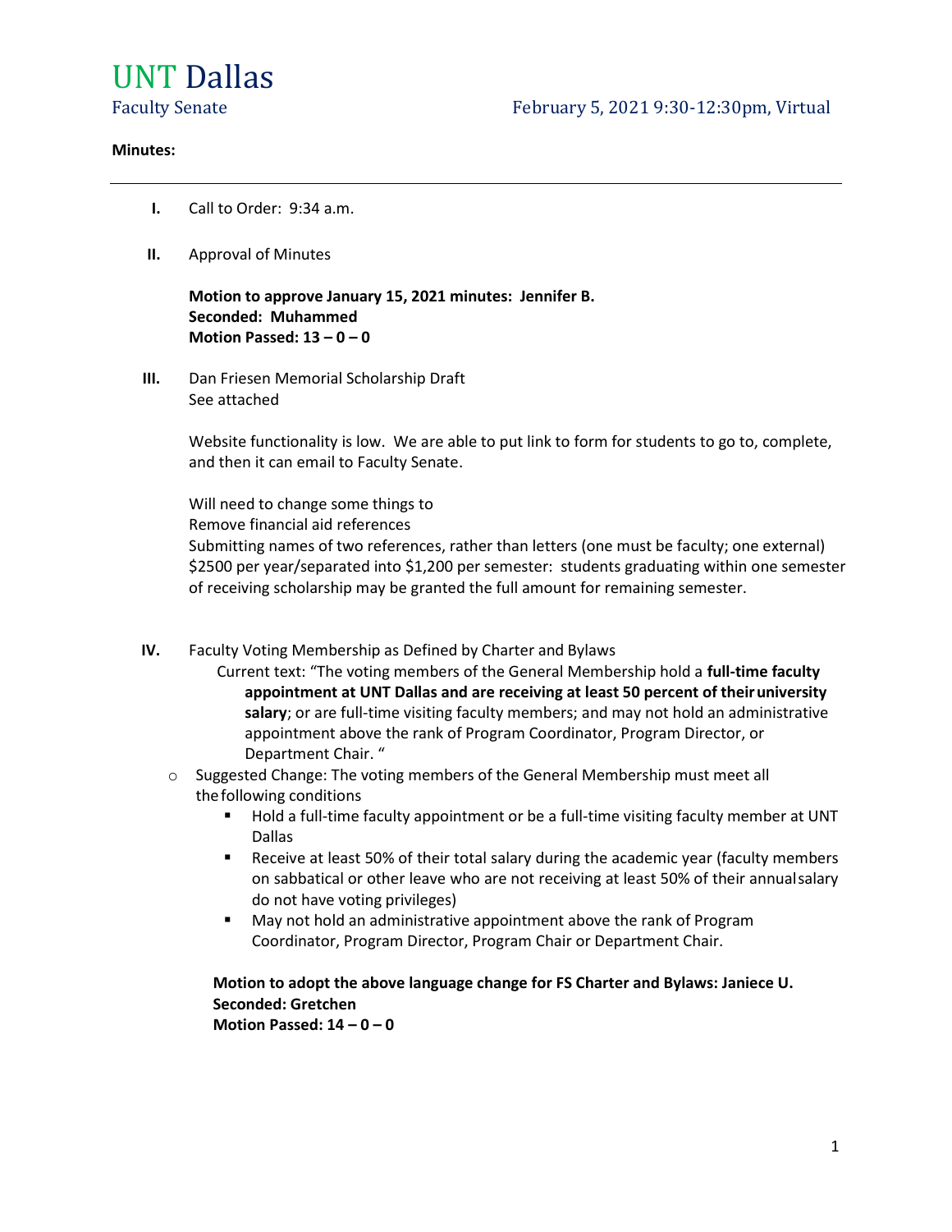# UNT Dallas

Faculty Senate

February 5, 2021 9:30-12:30pm, Virtual

**Minutes:**

---

I. Call to Order: 9:34 a.m.

II. Approval of Minutes

**Motion to approve January 15, 2021 minutes: Jennifer B.**
**Seconded: Muhammed**
**Motion Passed: 13 – 0 – 0**

III. Dan Friesen Memorial Scholarship Draft
See attached

Website functionality is low. We are able to put link to form for students to go to, complete, and then it can email to Faculty Senate.

Will need to change some things to
Remove financial aid references
Submitting names of two references, rather than letters (one must be faculty; one external)
$2500 per year/separated into $1,200 per semester: students graduating within one semester of receiving scholarship may be granted the full amount for remaining semester.

IV. Faculty Voting Membership as Defined by Charter and Bylaws

Current text: "The voting members of the General Membership hold a **full-time faculty appointment at UNT Dallas and are receiving at least 50 percent of their university salary**; or are full-time visiting faculty members; and may not hold an administrative appointment above the rank of Program Coordinator, Program Director, or Department Chair. "

- Suggested Change: The voting members of the General Membership must meet all the following conditions
  - Hold a full-time faculty appointment or be a full-time visiting faculty member at UNT Dallas
  - Receive at least 50% of their total salary during the academic year (faculty members on sabbatical or other leave who are not receiving at least 50% of their annual salary do not have voting privileges)
  - May not hold an administrative appointment above the rank of Program Coordinator, Program Director, Program Chair or Department Chair.

**Motion to adopt the above language change for FS Charter and Bylaws: Janiece U.**
**Seconded: Gretchen**
**Motion Passed: 14 – 0 – 0**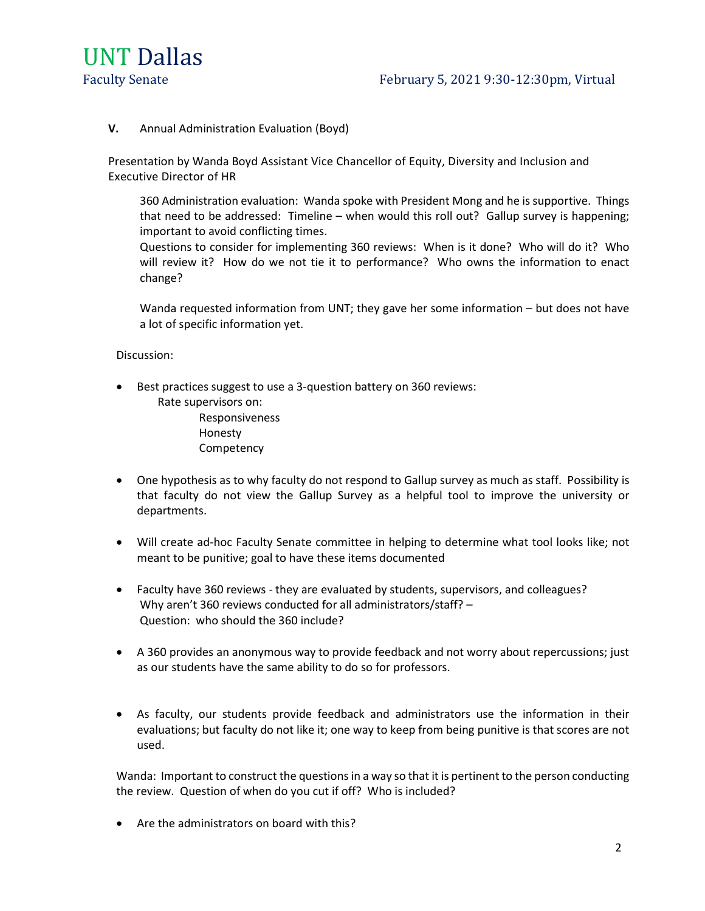**V.** Annual Administration Evaluation (Boyd)

Presentation by Wanda Boyd Assistant Vice Chancellor of Equity, Diversity and Inclusion and Executive Director of HR

> 360 Administration evaluation: Wanda spoke with President Mong and he is supportive. Things that need to be addressed: Timeline – when would this roll out? Gallup survey is happening; important to avoid conflicting times.
> Questions to consider for implementing 360 reviews: When is it done? Who will do it? Who will review it? How do we not tie it to performance? Who owns the information to enact change?
>
> Wanda requested information from UNT; they gave her some information – but does not have a lot of specific information yet.

Discussion:

- Best practices suggest to use a 3-question battery on 360 reviews:
  - Rate supervisors on:
    - Responsiveness
    - Honesty
    - Competency

- One hypothesis as to why faculty do not respond to Gallup survey as much as staff. Possibility is that faculty do not view the Gallup Survey as a helpful tool to improve the university or departments.

- Will create ad-hoc Faculty Senate committee in helping to determine what tool looks like; not meant to be punitive; goal to have these items documented

- Faculty have 360 reviews - they are evaluated by students, supervisors, and colleagues?
  Why aren't 360 reviews conducted for all administrators/staff? –
  Question: who should the 360 include?

- A 360 provides an anonymous way to provide feedback and not worry about repercussions; just as our students have the same ability to do so for professors.

- As faculty, our students provide feedback and administrators use the information in their evaluations; but faculty do not like it; one way to keep from being punitive is that scores are not used.

Wanda: Important to construct the questions in a way so that it is pertinent to the person conducting the review. Question of when do you cut if off? Who is included?

- Are the administrators on board with this?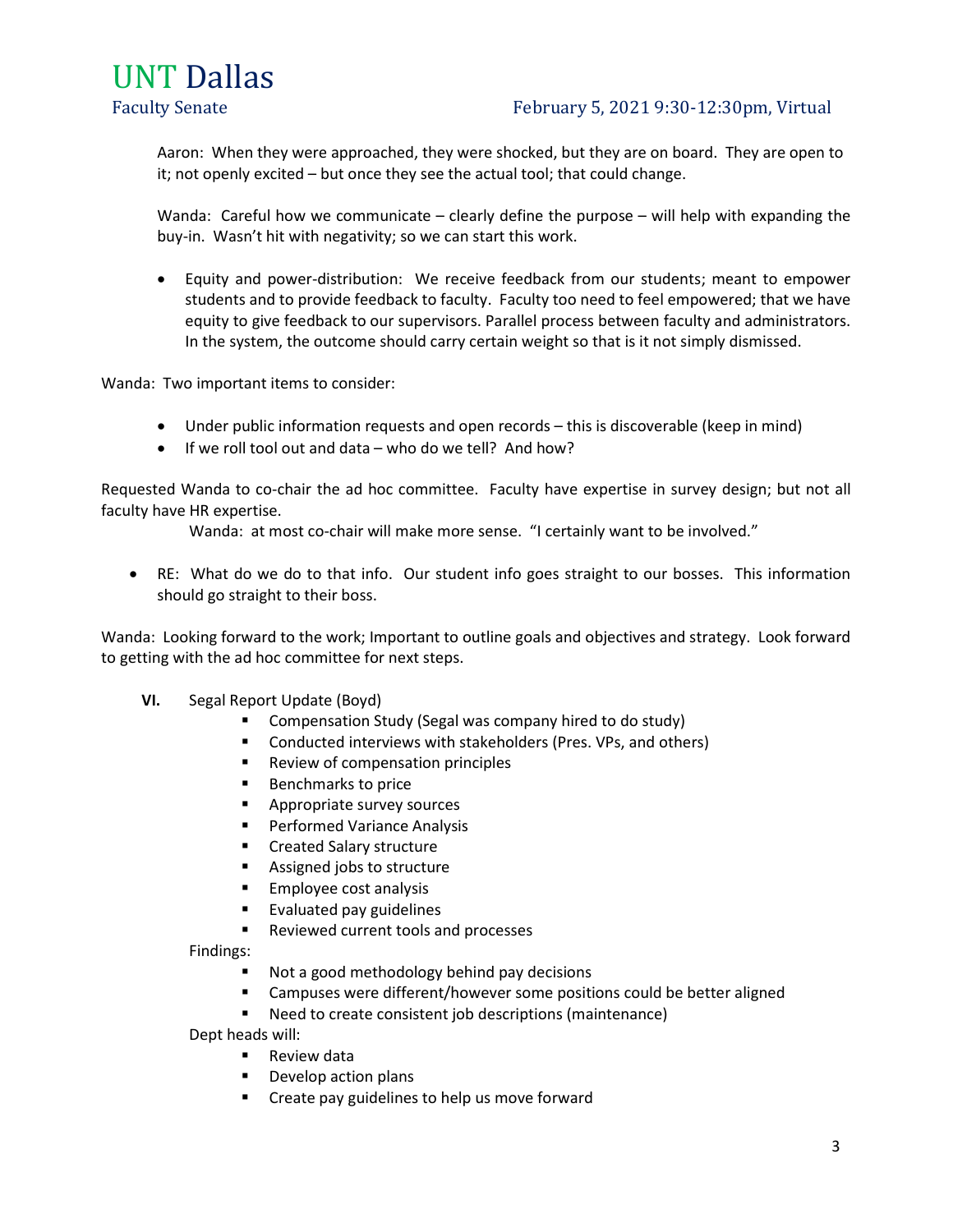Aaron: When they were approached, they were shocked, but they are on board. They are open to it; not openly excited – but once they see the actual tool; that could change.

Wanda: Careful how we communicate – clearly define the purpose – will help with expanding the buy-in. Wasn't hit with negativity; so we can start this work.

- Equity and power-distribution: We receive feedback from our students; meant to empower students and to provide feedback to faculty. Faculty too need to feel empowered; that we have equity to give feedback to our supervisors. Parallel process between faculty and administrators. In the system, the outcome should carry certain weight so that is it not simply dismissed.

Wanda: Two important items to consider:

- Under public information requests and open records – this is discoverable (keep in mind)
- If we roll tool out and data – who do we tell? And how?

Requested Wanda to co-chair the ad hoc committee. Faculty have expertise in survey design; but not all faculty have HR expertise.

Wanda: at most co-chair will make more sense. "I certainly want to be involved."

- RE: What do we do to that info. Our student info goes straight to our bosses. This information should go straight to their boss.

Wanda: Looking forward to the work; Important to outline goals and objectives and strategy. Look forward to getting with the ad hoc committee for next steps.

**VI.** Segal Report Update (Boyd)

- Compensation Study (Segal was company hired to do study)
- Conducted interviews with stakeholders (Pres. VPs, and others)
- Review of compensation principles
- Benchmarks to price
- Appropriate survey sources
- Performed Variance Analysis
- Created Salary structure
- Assigned jobs to structure
- Employee cost analysis
- Evaluated pay guidelines
- Reviewed current tools and processes

Findings:

- Not a good methodology behind pay decisions
- Campuses were different/however some positions could be better aligned
- Need to create consistent job descriptions (maintenance)

Dept heads will:

- Review data
- Develop action plans
- Create pay guidelines to help us move forward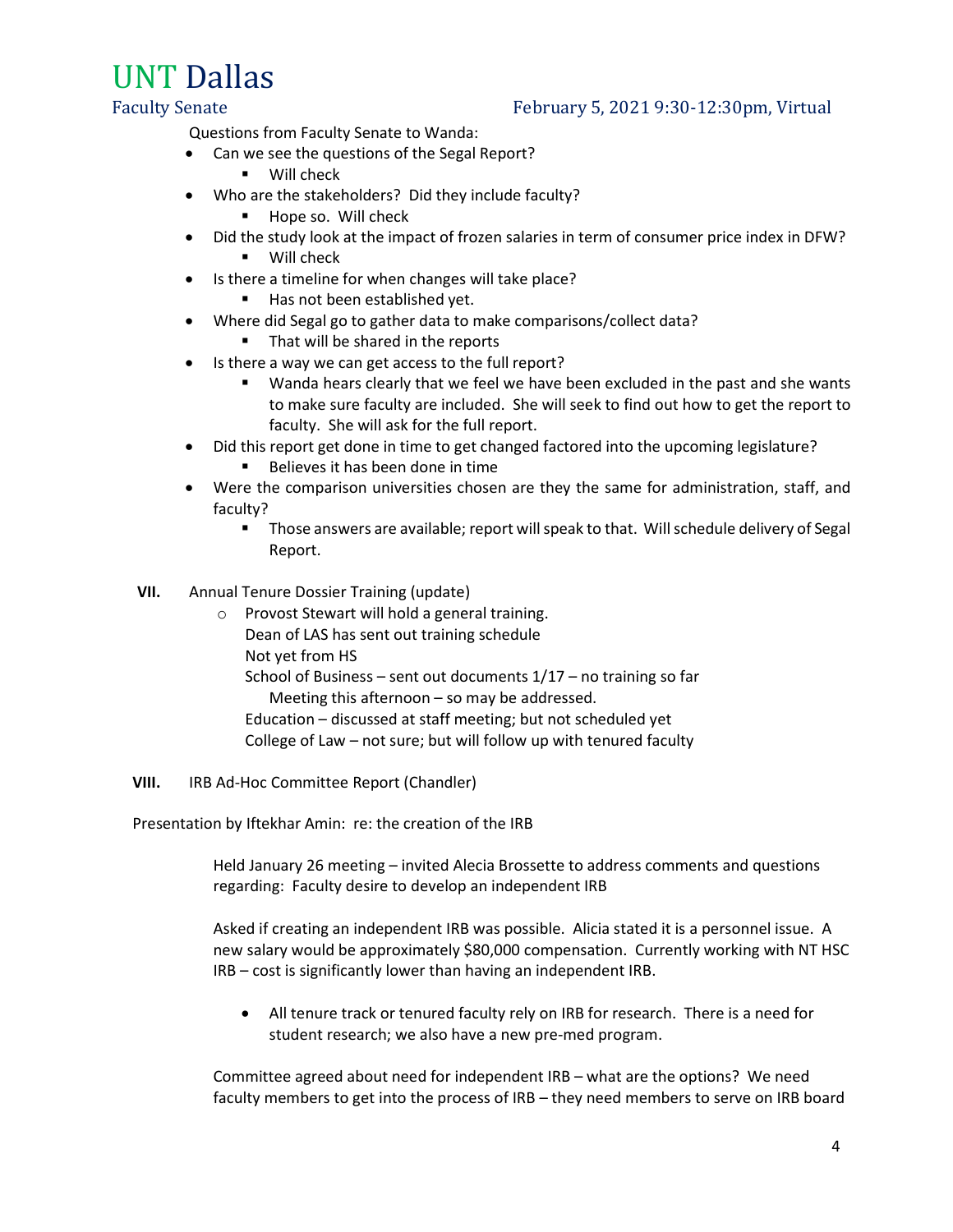Questions from Faculty Senate to Wanda:

- Can we see the questions of the Segal Report?
  - Will check
- Who are the stakeholders? Did they include faculty?
  - Hope so. Will check
- Did the study look at the impact of frozen salaries in term of consumer price index in DFW?
  - Will check
- Is there a timeline for when changes will take place?
  - Has not been established yet.
- Where did Segal go to gather data to make comparisons/collect data?
  - That will be shared in the reports
- Is there a way we can get access to the full report?
  - Wanda hears clearly that we feel we have been excluded in the past and she wants to make sure faculty are included. She will seek to find out how to get the report to faculty. She will ask for the full report.
- Did this report get done in time to get changed factored into the upcoming legislature?
  - Believes it has been done in time
- Were the comparison universities chosen are they the same for administration, staff, and faculty?
  - Those answers are available; report will speak to that. Will schedule delivery of Segal Report.

**VII.** Annual Tenure Dossier Training (update)

- Provost Stewart will hold a general training.
  Dean of LAS has sent out training schedule
  Not yet from HS
  School of Business – sent out documents 1/17 – no training so far
  Meeting this afternoon – so may be addressed.
  Education – discussed at staff meeting; but not scheduled yet
  College of Law – not sure; but will follow up with tenured faculty

**VIII.** IRB Ad-Hoc Committee Report (Chandler)

Presentation by Iftekhar Amin: re: the creation of the IRB

Held January 26 meeting – invited Alecia Brossette to address comments and questions regarding: Faculty desire to develop an independent IRB

Asked if creating an independent IRB was possible. Alicia stated it is a personnel issue. A new salary would be approximately $80,000 compensation. Currently working with NT HSC IRB – cost is significantly lower than having an independent IRB.

- All tenure track or tenured faculty rely on IRB for research. There is a need for student research; we also have a new pre-med program.

Committee agreed about need for independent IRB – what are the options? We need faculty members to get into the process of IRB – they need members to serve on IRB board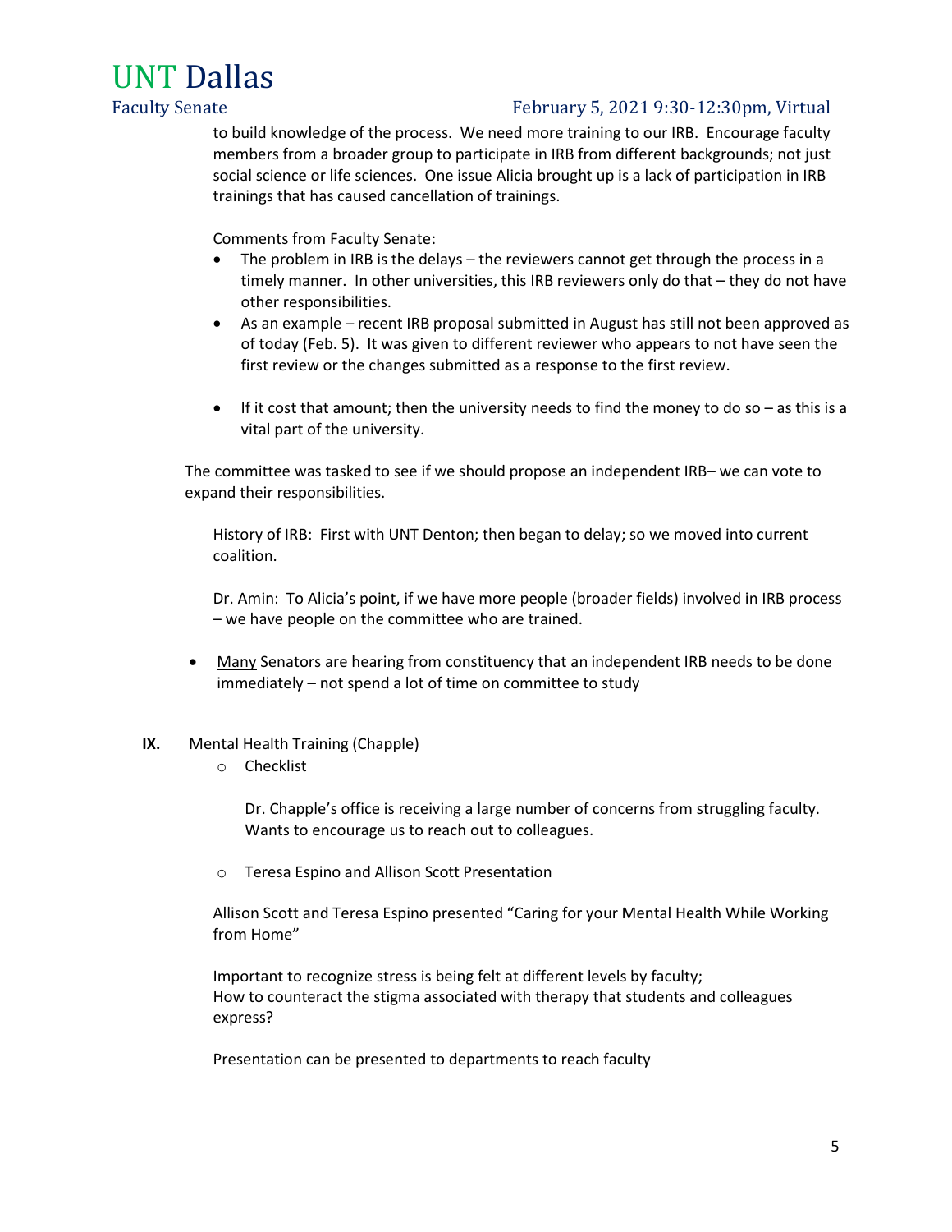to build knowledge of the process. We need more training to our IRB. Encourage faculty members from a broader group to participate in IRB from different backgrounds; not just social science or life sciences. One issue Alicia brought up is a lack of participation in IRB trainings that has caused cancellation of trainings.

Comments from Faculty Senate:

- The problem in IRB is the delays – the reviewers cannot get through the process in a timely manner. In other universities, this IRB reviewers only do that – they do not have other responsibilities.
- As an example – recent IRB proposal submitted in August has still not been approved as of today (Feb. 5). It was given to different reviewer who appears to not have seen the first review or the changes submitted as a response to the first review.
- If it cost that amount; then the university needs to find the money to do so – as this is a vital part of the university.

The committee was tasked to see if we should propose an independent IRB– we can vote to expand their responsibilities.

History of IRB: First with UNT Denton; then began to delay; so we moved into current coalition.

Dr. Amin: To Alicia's point, if we have more people (broader fields) involved in IRB process – we have people on the committee who are trained.

- <u>Many</u> Senators are hearing from constituency that an independent IRB needs to be done immediately – not spend a lot of time on committee to study

**IX.** Mental Health Training (Chapple)

- Checklist

  Dr. Chapple's office is receiving a large number of concerns from struggling faculty. Wants to encourage us to reach out to colleagues.

- Teresa Espino and Allison Scott Presentation

Allison Scott and Teresa Espino presented "Caring for your Mental Health While Working from Home"

Important to recognize stress is being felt at different levels by faculty;
How to counteract the stigma associated with therapy that students and colleagues express?

Presentation can be presented to departments to reach faculty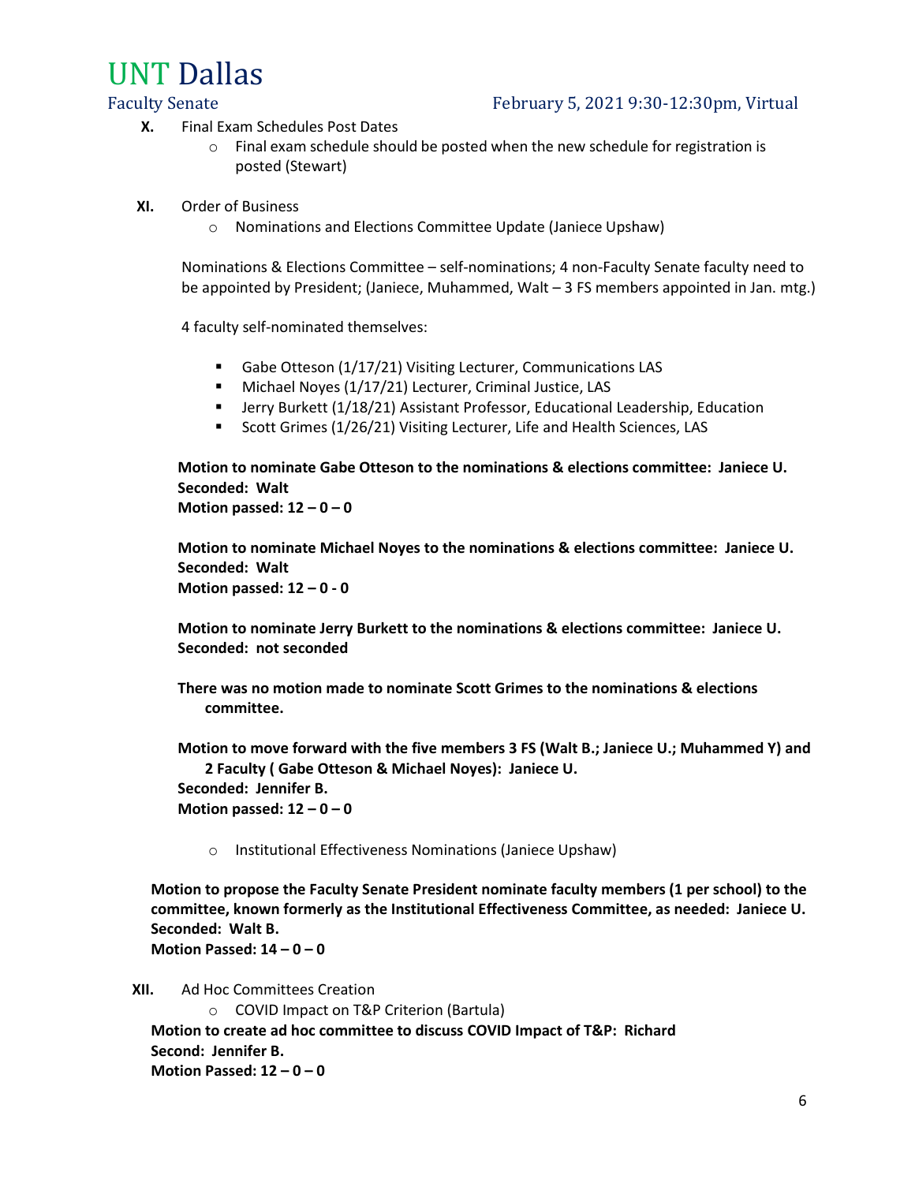**X.** Final Exam Schedules Post Dates

- Final exam schedule should be posted when the new schedule for registration is posted (Stewart)

**XI.** Order of Business

- Nominations and Elections Committee Update (Janiece Upshaw)

Nominations & Elections Committee – self-nominations; 4 non-Faculty Senate faculty need to be appointed by President; (Janiece, Muhammed, Walt – 3 FS members appointed in Jan. mtg.)

4 faculty self-nominated themselves:

- Gabe Otteson (1/17/21) Visiting Lecturer, Communications LAS
- Michael Noyes (1/17/21) Lecturer, Criminal Justice, LAS
- Jerry Burkett (1/18/21) Assistant Professor, Educational Leadership, Education
- Scott Grimes (1/26/21) Visiting Lecturer, Life and Health Sciences, LAS

**Motion to nominate Gabe Otteson to the nominations & elections committee: Janiece U.**
**Seconded: Walt**
**Motion passed: 12 – 0 – 0**

**Motion to nominate Michael Noyes to the nominations & elections committee: Janiece U.**
**Seconded: Walt**
**Motion passed: 12 – 0 - 0**

**Motion to nominate Jerry Burkett to the nominations & elections committee: Janiece U.**
**Seconded: not seconded**

**There was no motion made to nominate Scott Grimes to the nominations & elections committee.**

**Motion to move forward with the five members 3 FS (Walt B.; Janiece U.; Muhammed Y) and 2 Faculty ( Gabe Otteson & Michael Noyes): Janiece U.**
**Seconded: Jennifer B.**
**Motion passed: 12 – 0 – 0**

- Institutional Effectiveness Nominations (Janiece Upshaw)

**Motion to propose the Faculty Senate President nominate faculty members (1 per school) to the committee, known formerly as the Institutional Effectiveness Committee, as needed: Janiece U.**
**Seconded: Walt B.**
**Motion Passed: 14 – 0 – 0**

**XII.** Ad Hoc Committees Creation

- COVID Impact on T&P Criterion (Bartula)

**Motion to create ad hoc committee to discuss COVID Impact of T&P: Richard**
**Second: Jennifer B.**
**Motion Passed: 12 – 0 – 0**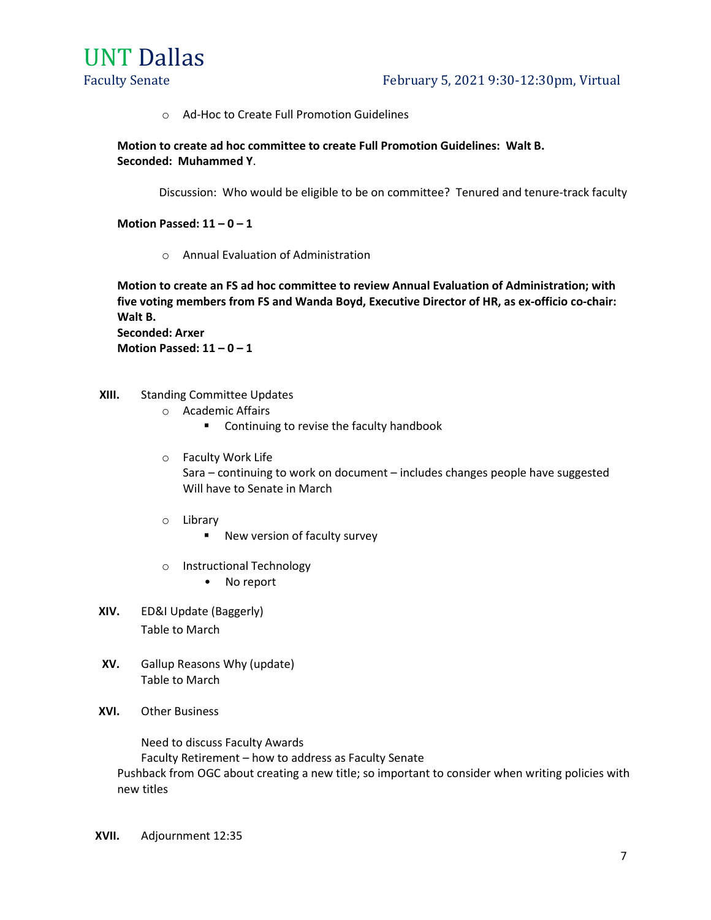- Ad-Hoc to Create Full Promotion Guidelines

**Motion to create ad hoc committee to create Full Promotion Guidelines: Walt B.**
**Seconded: Muhammed Y**.

Discussion: Who would be eligible to be on committee? Tenured and tenure-track faculty

**Motion Passed: 11 – 0 – 1**

- Annual Evaluation of Administration

**Motion to create an FS ad hoc committee to review Annual Evaluation of Administration; with five voting members from FS and Wanda Boyd, Executive Director of HR, as ex-officio co-chair: Walt B.**
**Seconded: Arxer**
**Motion Passed: 11 – 0 – 1**

**XIII.** Standing Committee Updates

- Academic Affairs
  - Continuing to revise the faculty handbook
- Faculty Work Life
  Sara – continuing to work on document – includes changes people have suggested
  Will have to Senate in March
- Library
  - New version of faculty survey
- Instructional Technology
  - No report

**XIV.** ED&I Update (Baggerly)
Table to March

**XV.** Gallup Reasons Why (update)
Table to March

**XVI.** Other Business

Need to discuss Faculty Awards
Faculty Retirement – how to address as Faculty Senate
Pushback from OGC about creating a new title; so important to consider when writing policies with new titles

**XVII.** Adjournment 12:35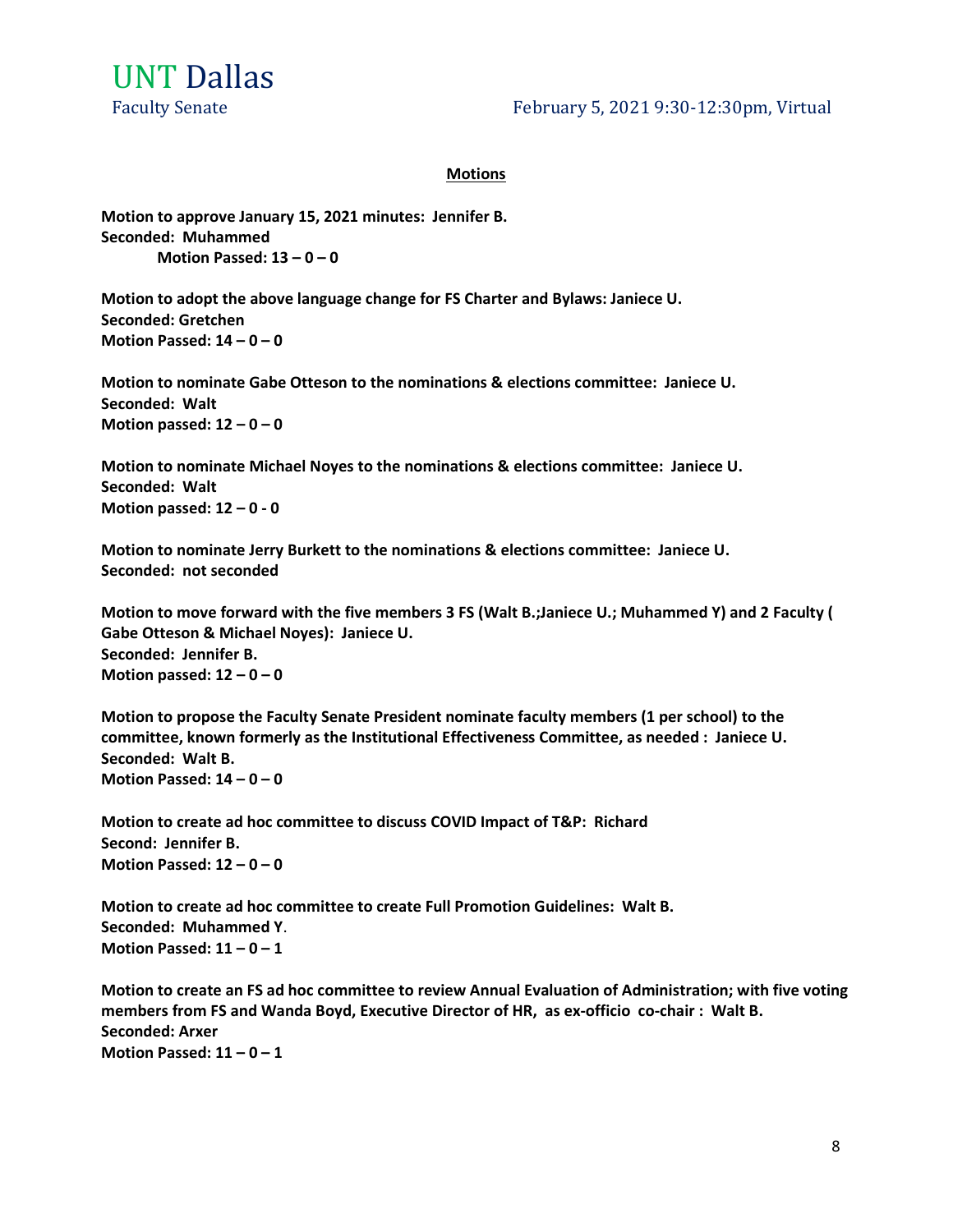# UNT Dallas

Faculty Senate February 5, 2021 9:30-12:30pm, Virtual

**Motions**

**Motion to approve January 15, 2021 minutes: Jennifer B.**
**Seconded: Muhammed**
**Motion Passed: 13 – 0 – 0**

**Motion to adopt the above language change for FS Charter and Bylaws: Janiece U.**
**Seconded: Gretchen**
**Motion Passed: 14 – 0 – 0**

**Motion to nominate Gabe Otteson to the nominations & elections committee: Janiece U.**
**Seconded: Walt**
**Motion passed: 12 – 0 – 0**

**Motion to nominate Michael Noyes to the nominations & elections committee: Janiece U.**
**Seconded: Walt**
**Motion passed: 12 – 0 - 0**

**Motion to nominate Jerry Burkett to the nominations & elections committee: Janiece U.**
**Seconded: not seconded**

**Motion to move forward with the five members 3 FS (Walt B.;Janiece U.; Muhammed Y) and 2 Faculty ( Gabe Otteson & Michael Noyes): Janiece U.**
**Seconded: Jennifer B.**
**Motion passed: 12 – 0 – 0**

**Motion to propose the Faculty Senate President nominate faculty members (1 per school) to the committee, known formerly as the Institutional Effectiveness Committee, as needed : Janiece U.**
**Seconded: Walt B.**
**Motion Passed: 14 – 0 – 0**

**Motion to create ad hoc committee to discuss COVID Impact of T&P: Richard**
**Second: Jennifer B.**
**Motion Passed: 12 – 0 – 0**

**Motion to create ad hoc committee to create Full Promotion Guidelines: Walt B.**
**Seconded: Muhammed Y.**
**Motion Passed: 11 – 0 – 1**

**Motion to create an FS ad hoc committee to review Annual Evaluation of Administration; with five voting members from FS and Wanda Boyd, Executive Director of HR, as ex-officio co-chair : Walt B.**
**Seconded: Arxer**
**Motion Passed: 11 – 0 – 1**